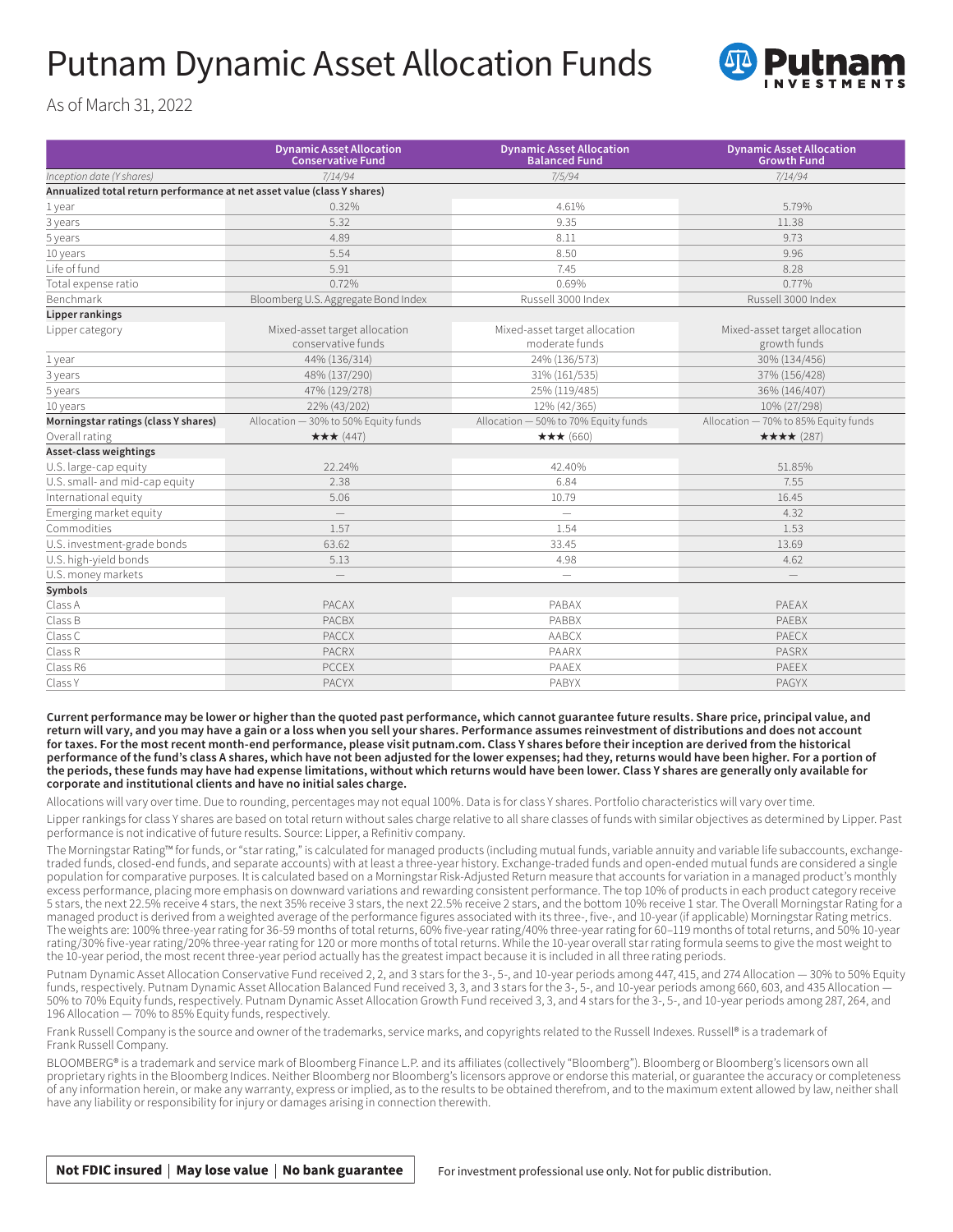# Putnam Dynamic Asset Allocation Funds

As of March 31, 2022

| | Dynamic Asset Allocation Conservative Fund | Dynamic Asset Allocation Balanced Fund | Dynamic Asset Allocation Growth Fund |
|---|---|---|---|
| *Inception date (Y shares)* | *7/14/94* | *7/5/94* | *7/14/94* |
| **Annualized total return performance at net asset value (class Y shares)** | | | |
| 1 year | 0.32% | 4.61% | 5.79% |
| 3 years | 5.32 | 9.35 | 11.38 |
| 5 years | 4.89 | 8.11 | 9.73 |
| 10 years | 5.54 | 8.50 | 9.96 |
| Life of fund | 5.91 | 7.45 | 8.28 |
| Total expense ratio | 0.72% | 0.69% | 0.77% |
| Benchmark | Bloomberg U.S. Aggregate Bond Index | Russell 3000 Index | Russell 3000 Index |
| **Lipper rankings** | | | |
| Lipper category | Mixed-asset target allocation conservative funds | Mixed-asset target allocation moderate funds | Mixed-asset target allocation growth funds |
| 1 year | 44% (136/314) | 24% (136/573) | 30% (134/456) |
| 3 years | 48% (137/290) | 31% (161/535) | 37% (156/428) |
| 5 years | 47% (129/278) | 25% (119/485) | 36% (146/407) |
| 10 years | 22% (43/202) | 12% (42/365) | 10% (27/298) |
| **Morningstar ratings (class Y shares)** | Allocation — 30% to 50% Equity funds | Allocation — 50% to 70% Equity funds | Allocation — 70% to 85% Equity funds |
| Overall rating | ★★★ (447) | ★★★ (660) | ★★★★ (287) |
| **Asset-class weightings** | | | |
| U.S. large-cap equity | 22.24% | 42.40% | 51.85% |
| U.S. small- and mid-cap equity | 2.38 | 6.84 | 7.55 |
| International equity | 5.06 | 10.79 | 16.45 |
| Emerging market equity | — | — | 4.32 |
| Commodities | 1.57 | 1.54 | 1.53 |
| U.S. investment-grade bonds | 63.62 | 33.45 | 13.69 |
| U.S. high-yield bonds | 5.13 | 4.98 | 4.62 |
| U.S. money markets | — | — | — |
| **Symbols** | | | |
| Class A | PACAX | PABAX | PAEAX |
| Class B | PACBX | PABBX | PAEBX |
| Class C | PACCX | AABCX | PAECX |
| Class R | PACRX | PAARX | PASRX |
| Class R6 | PCCEX | PAAEX | PAEEX |
| Class Y | PACYX | PABYX | PAGYX |

**Current performance may be lower or higher than the quoted past performance, which cannot guarantee future results. Share price, principal value, and return will vary, and you may have a gain or a loss when you sell your shares. Performance assumes reinvestment of distributions and does not account for taxes. For the most recent month-end performance, please visit putnam.com. Class Y shares before their inception are derived from the historical performance of the fund's class A shares, which have not been adjusted for the lower expenses; had they, returns would have been higher. For a portion of the periods, these funds may have had expense limitations, without which returns would have been lower. Class Y shares are generally only available for corporate and institutional clients and have no initial sales charge.**

Allocations will vary over time. Due to rounding, percentages may not equal 100%. Data is for class Y shares. Portfolio characteristics will vary over time.

Lipper rankings for class Y shares are based on total return without sales charge relative to all share classes of funds with similar objectives as determined by Lipper. Past performance is not indicative of future results. Source: Lipper, a Refinitiv company.

The Morningstar Rating™ for funds, or "star rating," is calculated for managed products (including mutual funds, variable annuity and variable life subaccounts, exchange-traded funds, closed-end funds, and separate accounts) with at least a three-year history. Exchange-traded funds and open-ended mutual funds are considered a single population for comparative purposes. It is calculated based on a Morningstar Risk-Adjusted Return measure that accounts for variation in a managed product's monthly excess performance, placing more emphasis on downward variations and rewarding consistent performance. The top 10% of products in each product category receive 5 stars, the next 22.5% receive 4 stars, the next 35% receive 3 stars, the next 22.5% receive 2 stars, and the bottom 10% receive 1 star. The Overall Morningstar Rating for a managed product is derived from a weighted average of the performance figures associated with its three-, five-, and 10-year (if applicable) Morningstar Rating metrics. The weights are: 100% three-year rating for 36-59 months of total returns, 60% five-year rating/40% three-year rating for 60–119 months of total returns, and 50% 10-year rating/30% five-year rating/20% three-year rating for 120 or more months of total returns. While the 10-year overall star rating formula seems to give the most weight to the 10-year period, the most recent three-year period actually has the greatest impact because it is included in all three rating periods.

Putnam Dynamic Asset Allocation Conservative Fund received 2, 2, and 3 stars for the 3-, 5-, and 10-year periods among 447, 415, and 274 Allocation — 30% to 50% Equity funds, respectively. Putnam Dynamic Asset Allocation Balanced Fund received 3, 3, and 3 stars for the 3-, 5-, and 10-year periods among 660, 603, and 435 Allocation — 50% to 70% Equity funds, respectively. Putnam Dynamic Asset Allocation Growth Fund received 3, 3, and 4 stars for the 3-, 5-, and 10-year periods among 287, 264, and 196 Allocation — 70% to 85% Equity funds, respectively.

Frank Russell Company is the source and owner of the trademarks, service marks, and copyrights related to the Russell Indexes. Russell® is a trademark of Frank Russell Company.

BLOOMBERG® is a trademark and service mark of Bloomberg Finance L.P. and its affiliates (collectively "Bloomberg"). Bloomberg or Bloomberg's licensors own all proprietary rights in the Bloomberg Indices. Neither Bloomberg nor Bloomberg's licensors approve or endorse this material, or guarantee the accuracy or completeness of any information herein, or make any warranty, express or implied, as to the results to be obtained therefrom, and to the maximum extent allowed by law, neither shall have any liability or responsibility for injury or damages arising in connection therewith.

**Not FDIC insured | May lose value | No bank guarantee**

For investment professional use only. Not for public distribution.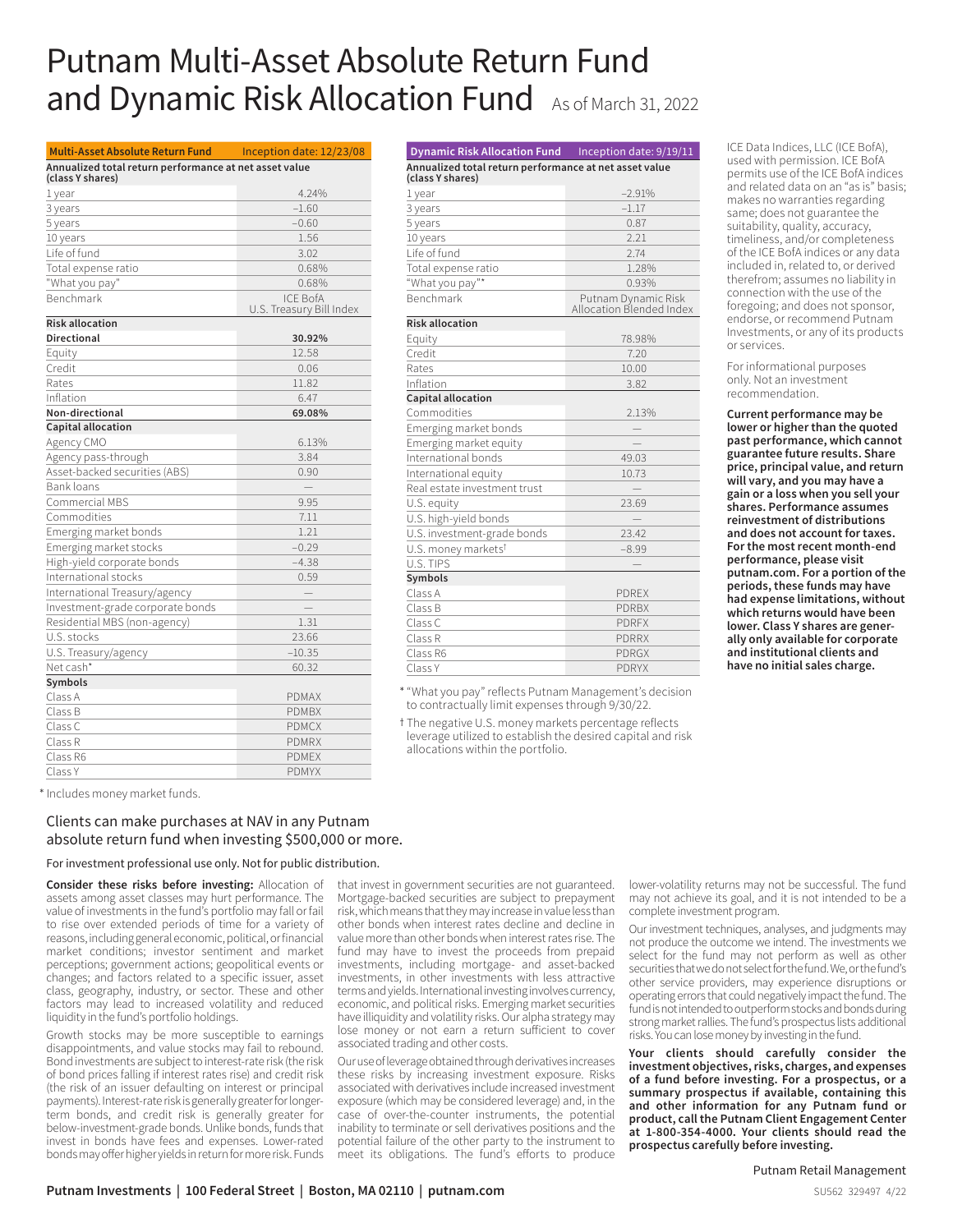# Putnam Multi-Asset Absolute Return Fund and Dynamic Risk Allocation Fund

As of March 31, 2022

| Multi-Asset Absolute Return Fund | Inception date: 12/23/08 |
|---|---|
| **Annualized total return performance at net asset value (class Y shares)** | |
| 1 year | 4.24% |
| 3 years | –1.60 |
| 5 years | –0.60 |
| 10 years | 1.56 |
| Life of fund | 3.02 |
| Total expense ratio | 0.68% |
| "What you pay" | 0.68% |
| Benchmark | ICE BofA U.S. Treasury Bill Index |
| **Risk allocation** | |
| **Directional** | **30.92%** |
| Equity | 12.58 |
| Credit | 0.06 |
| Rates | 11.82 |
| Inflation | 6.47 |
| **Non-directional** | **69.08%** |
| **Capital allocation** | |
| Agency CMO | 6.13% |
| Agency pass-through | 3.84 |
| Asset-backed securities (ABS) | 0.90 |
| Bank loans | — |
| Commercial MBS | 9.95 |
| Commodities | 7.11 |
| Emerging market bonds | 1.21 |
| Emerging market stocks | –0.29 |
| High-yield corporate bonds | –4.38 |
| International stocks | 0.59 |
| International Treasury/agency | — |
| Investment-grade corporate bonds | — |
| Residential MBS (non-agency) | 1.31 |
| U.S. stocks | 23.66 |
| U.S. Treasury/agency | –10.35 |
| Net cash* | 60.32 |
| **Symbols** | |
| Class A | PDMAX |
| Class B | PDMBX |
| Class C | PDMCX |
| Class R | PDMRX |
| Class R6 | PDMEX |
| Class Y | PDMYX |

\* Includes money market funds.

| Dynamic Risk Allocation Fund | Inception date: 9/19/11 |
|---|---|
| **Annualized total return performance at net asset value (class Y shares)** | |
| 1 year | –2.91% |
| 3 years | –1.17 |
| 5 years | 0.87 |
| 10 years | 2.21 |
| Life of fund | 2.74 |
| Total expense ratio | 1.28% |
| "What you pay"* | 0.93% |
| Benchmark | Putnam Dynamic Risk Allocation Blended Index |
| **Risk allocation** | |
| Equity | 78.98% |
| Credit | 7.20 |
| Rates | 10.00 |
| Inflation | 3.82 |
| **Capital allocation** | |
| Commodities | 2.13% |
| Emerging market bonds | — |
| Emerging market equity | — |
| International bonds | 49.03 |
| International equity | 10.73 |
| Real estate investment trust | — |
| U.S. equity | 23.69 |
| U.S. high-yield bonds | — |
| U.S. investment-grade bonds | 23.42 |
| U.S. money markets† | –8.99 |
| U.S. TIPS | — |
| **Symbols** | |
| Class A | PDREX |
| Class B | PDRBX |
| Class C | PDRFX |
| Class R | PDRRX |
| Class R6 | PDRGX |
| Class Y | PDRYX |

\* "What you pay" reflects Putnam Management's decision to contractually limit expenses through 9/30/22.

† The negative U.S. money markets percentage reflects leverage utilized to establish the desired capital and risk allocations within the portfolio.

ICE Data Indices, LLC (ICE BofA), used with permission. ICE BofA permits use of the ICE BofA indices and related data on an "as is" basis; makes no warranties regarding same; does not guarantee the suitability, quality, accuracy, timeliness, and/or completeness of the ICE BofA indices or any data included in, related to, or derived therefrom; assumes no liability in connection with the use of the foregoing; and does not sponsor, endorse, or recommend Putnam Investments, or any of its products or services.

For informational purposes only. Not an investment recommendation.

**Current performance may be lower or higher than the quoted past performance, which cannot guarantee future results. Share price, principal value, and return will vary, and you may have a gain or a loss when you sell your shares. Performance assumes reinvestment of distributions and does not account for taxes. For the most recent month-end performance, please visit putnam.com. For a portion of the periods, these funds may have had expense limitations, without which returns would have been lower. Class Y shares are generally only available for corporate and institutional clients and have no initial sales charge.**

Clients can make purchases at NAV in any Putnam absolute return fund when investing $500,000 or more.

For investment professional use only. Not for public distribution.

**Consider these risks before investing:** Allocation of assets among asset classes may hurt performance. The value of investments in the fund's portfolio may fall or fail to rise over extended periods of time for a variety of reasons, including general economic, political, or financial market conditions; investor sentiment and market perceptions; government actions; geopolitical events or changes; and factors related to a specific issuer, asset class, geography, industry, or sector. These and other factors may lead to increased volatility and reduced liquidity in the fund's portfolio holdings.

Growth stocks may be more susceptible to earnings disappointments, and value stocks may fail to rebound. Bond investments are subject to interest-rate risk (the risk of bond prices falling if interest rates rise) and credit risk (the risk of an issuer defaulting on interest or principal payments). Interest-rate risk is generally greater for longer-term bonds, and credit risk is generally greater for below-investment-grade bonds. Unlike bonds, funds that invest in bonds have fees and expenses. Lower-rated bonds may offer higher yields in return for more risk. Funds that invest in government securities are not guaranteed. Mortgage-backed securities are subject to prepayment risk, which means that they may increase in value less than other bonds when interest rates decline and decline in value more than other bonds when interest rates rise. The fund may have to invest the proceeds from prepaid investments, including mortgage- and asset-backed investments, in other investments with less attractive terms and yields. International investing involves currency, economic, and political risks. Emerging market securities have illiquidity and volatility risks. Our alpha strategy may lose money or not earn a return sufficient to cover associated trading and other costs.

Our use of leverage obtained through derivatives increases these risks by increasing investment exposure. Risks associated with derivatives include increased investment exposure (which may be considered leverage) and, in the case of over-the-counter instruments, the potential inability to terminate or sell derivatives positions and the potential failure of the other party to the instrument to meet its obligations. The fund's efforts to produce lower-volatility returns may not be successful. The fund may not achieve its goal, and it is not intended to be a complete investment program.

Our investment techniques, analyses, and judgments may not produce the outcome we intend. The investments we select for the fund may not perform as well as other securities that we do not select for the fund. We, or the fund's other service providers, may experience disruptions or operating errors that could negatively impact the fund. The fund is not intended to outperform stocks and bonds during strong market rallies. The fund's prospectus lists additional risks. You can lose money by investing in the fund.

**Your clients should carefully consider the investment objectives, risks, charges, and expenses of a fund before investing. For a prospectus, or a summary prospectus if available, containing this and other information for any Putnam fund or product, call the Putnam Client Engagement Center at 1-800-354-4000. Your clients should read the prospectus carefully before investing.**

Putnam Retail Management

**Putnam Investments | 100 Federal Street | Boston, MA 02110 | putnam.com**

SU562 329497 4/22